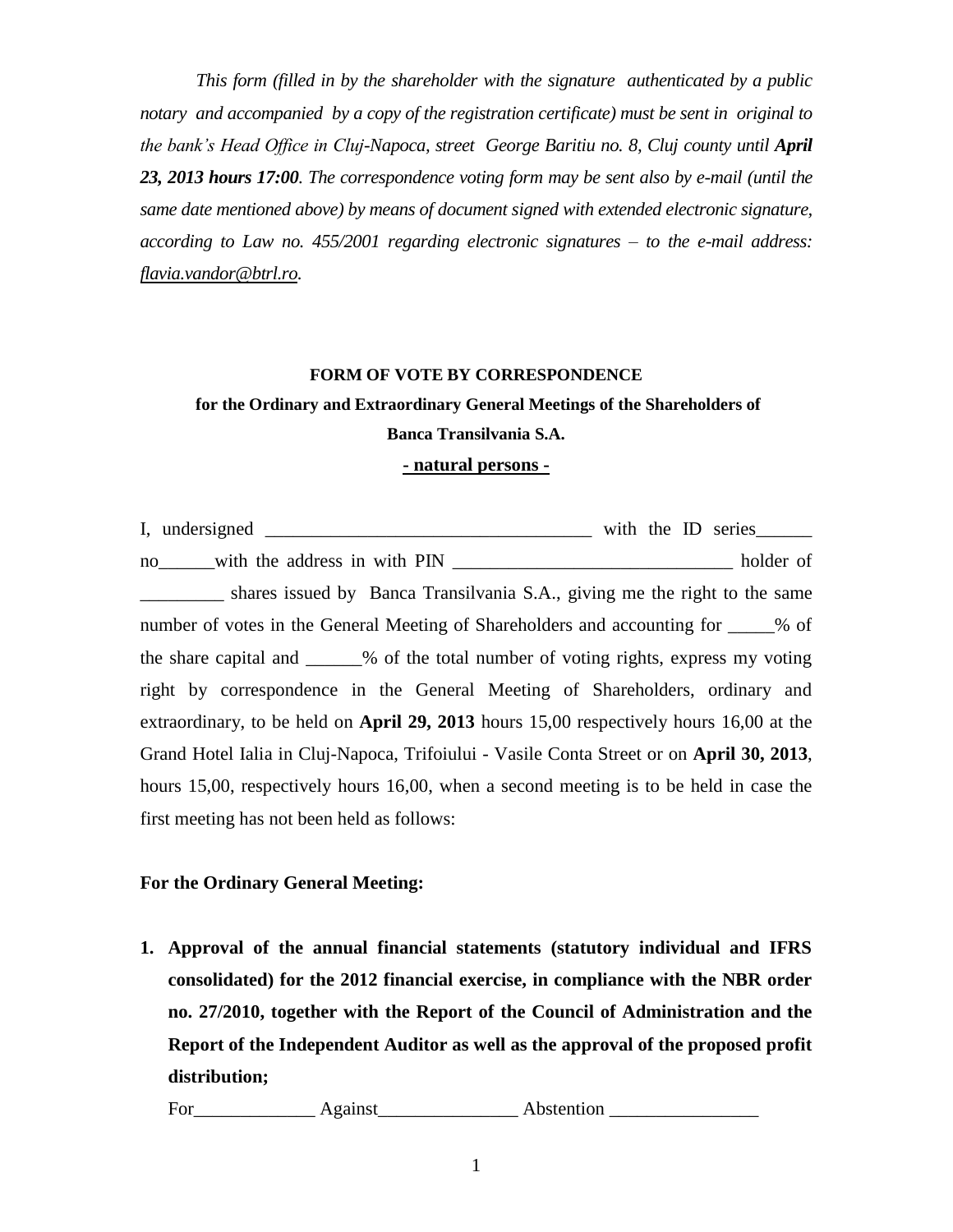*This form (filled in by the shareholder with the signature authenticated by a public notary and accompanied by a copy of the registration certificate) must be sent in original to the bank's Head Office in Cluj-Napoca, street George Baritiu no. 8, Cluj county until **April 23, 2013 hours 17:00**. The correspondence voting form may be sent also by e-mail (until the same date mentioned above) by means of document signed with extended electronic signature, according to Law no. 455/2001 regarding electronic signatures – to the e-mail address: flavia.vandor@btrl.ro.*

**FORM OF VOTE BY CORRESPONDENCE**

**for the Ordinary and Extraordinary General Meetings of the Shareholders of**

**Banca Transilvania S.A.**

**- natural persons -**

I, undersigned ___________________________________ with the ID series______ no______with the address in with PIN ______________________________ holder of _________ shares issued by Banca Transilvania S.A., giving me the right to the same number of votes in the General Meeting of Shareholders and accounting for _____% of the share capital and ______% of the total number of voting rights, express my voting right by correspondence in the General Meeting of Shareholders, ordinary and extraordinary, to be held on **April 29, 2013** hours 15,00 respectively hours 16,00 at the Grand Hotel Ialia in Cluj-Napoca, Trifoiului - Vasile Conta Street or on **April 30, 2013**, hours 15,00, respectively hours 16,00, when a second meeting is to be held in case the first meeting has not been held as follows:

**For the Ordinary General Meeting:**

1. **Approval of the annual financial statements (statutory individual and IFRS consolidated) for the 2012 financial exercise, in compliance with the NBR order no. 27/2010, together with the Report of the Council of Administration and the Report of the Independent Auditor as well as the approval of the proposed profit distribution;**

   For_____________ Against_______________ Abstention ________________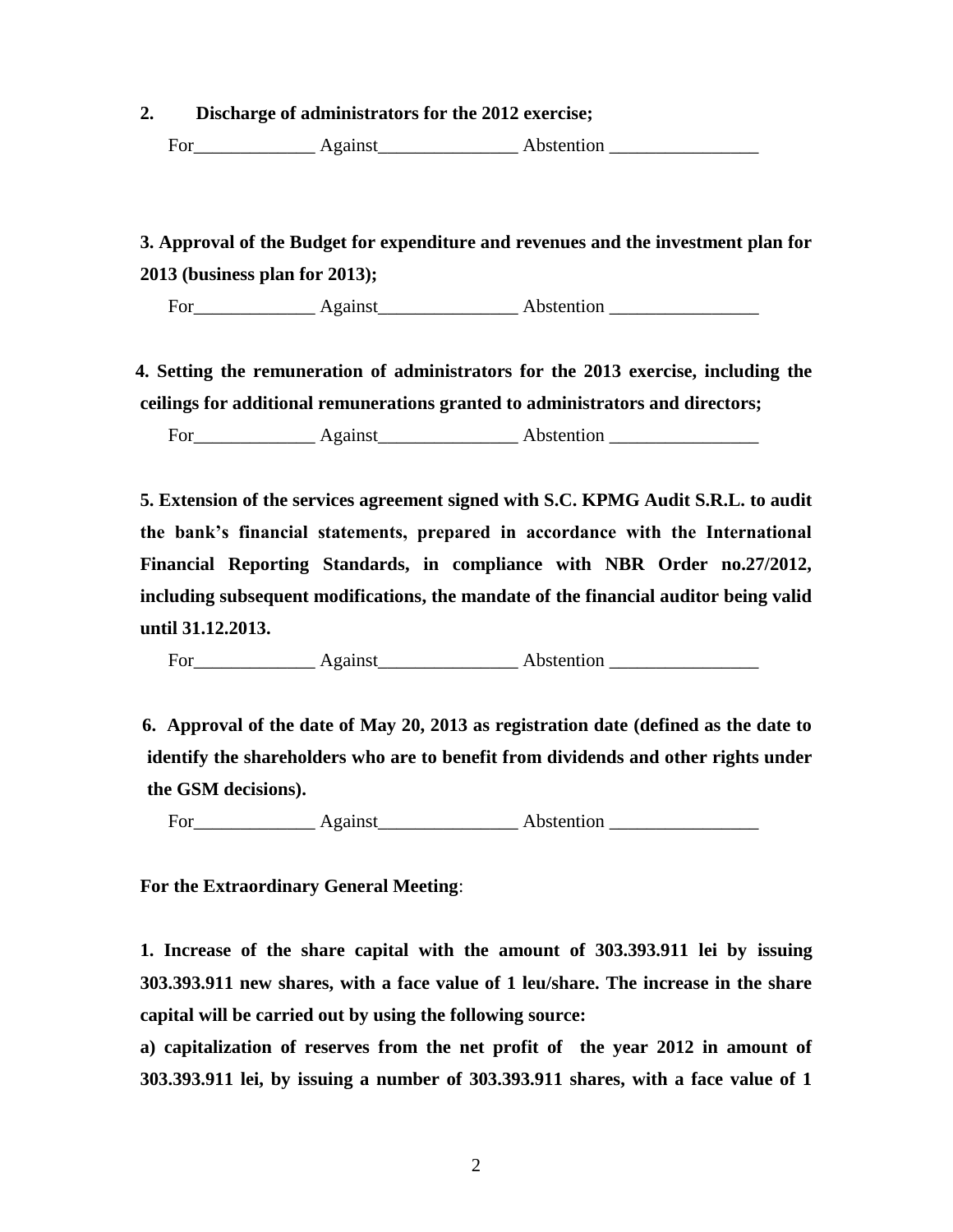**2. Discharge of administrators for the 2012 exercise;**

For_____________ Against_______________ Abstention ________________

**3. Approval of the Budget for expenditure and revenues and the investment plan for 2013 (business plan for 2013);**

For_____________ Against_______________ Abstention ________________

**4. Setting the remuneration of administrators for the 2013 exercise, including the ceilings for additional remunerations granted to administrators and directors;**

For_____________ Against_______________ Abstention ________________

**5. Extension of the services agreement signed with S.C. KPMG Audit S.R.L. to audit the bank's financial statements, prepared in accordance with the International Financial Reporting Standards, in compliance with NBR Order no.27/2012, including subsequent modifications, the mandate of the financial auditor being valid until 31.12.2013.**

For_____________ Against_______________ Abstention ________________

**6. Approval of the date of May 20, 2013 as registration date (defined as the date to identify the shareholders who are to benefit from dividends and other rights under the GSM decisions).**

For_____________ Against_______________ Abstention ________________

**For the Extraordinary General Meeting**:

**1. Increase of the share capital with the amount of 303.393.911 lei by issuing 303.393.911 new shares, with a face value of 1 leu/share. The increase in the share capital will be carried out by using the following source:**

**a) capitalization of reserves from the net profit of the year 2012 in amount of 303.393.911 lei, by issuing a number of 303.393.911 shares, with a face value of 1**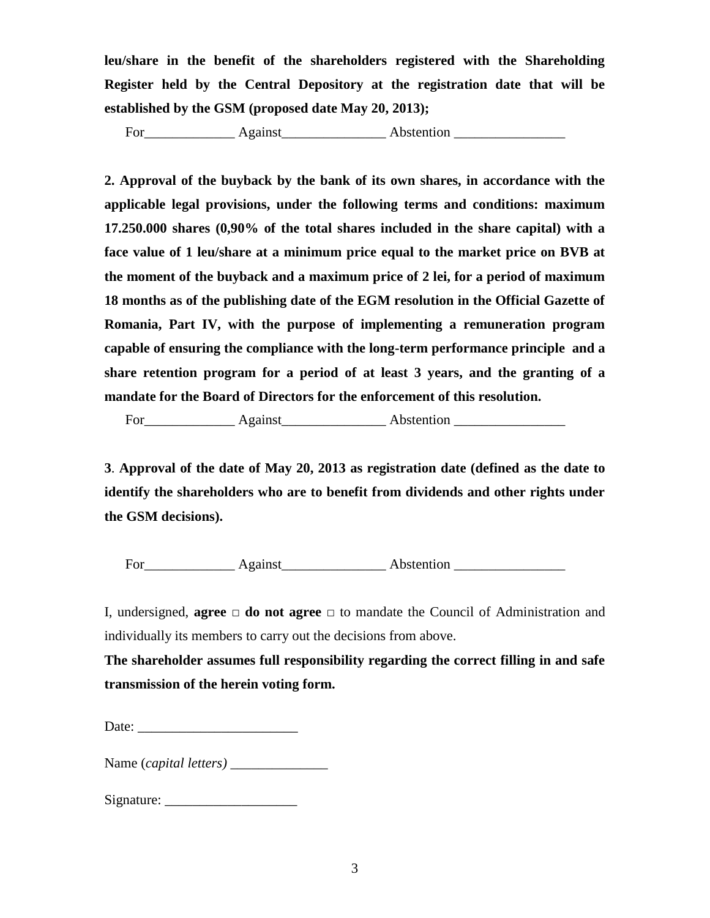**leu/share in the benefit of the shareholders registered with the Shareholding Register held by the Central Depository at the registration date that will be established by the GSM (proposed date May 20, 2013);**

For_____________ Against_______________ Abstention ________________

**2. Approval of the buyback by the bank of its own shares, in accordance with the applicable legal provisions, under the following terms and conditions: maximum 17.250.000 shares (0,90% of the total shares included in the share capital) with a face value of 1 leu/share at a minimum price equal to the market price on BVB at the moment of the buyback and a maximum price of 2 lei, for a period of maximum 18 months as of the publishing date of the EGM resolution in the Official Gazette of Romania, Part IV, with the purpose of implementing a remuneration program capable of ensuring the compliance with the long-term performance principle and a share retention program for a period of at least 3 years, and the granting of a mandate for the Board of Directors for the enforcement of this resolution.**

For_____________ Against_______________ Abstention ________________

**3**. **Approval of the date of May 20, 2013 as registration date (defined as the date to identify the shareholders who are to benefit from dividends and other rights under the GSM decisions).**

For_____________ Against_______________ Abstention ________________

I, undersigned, **agree** □ **do not agree** □ to mandate the Council of Administration and individually its members to carry out the decisions from above.

**The shareholder assumes full responsibility regarding the correct filling in and safe transmission of the herein voting form.**

Date: _______________________

Name (*capital letters)* ______________

Signature: ___________________